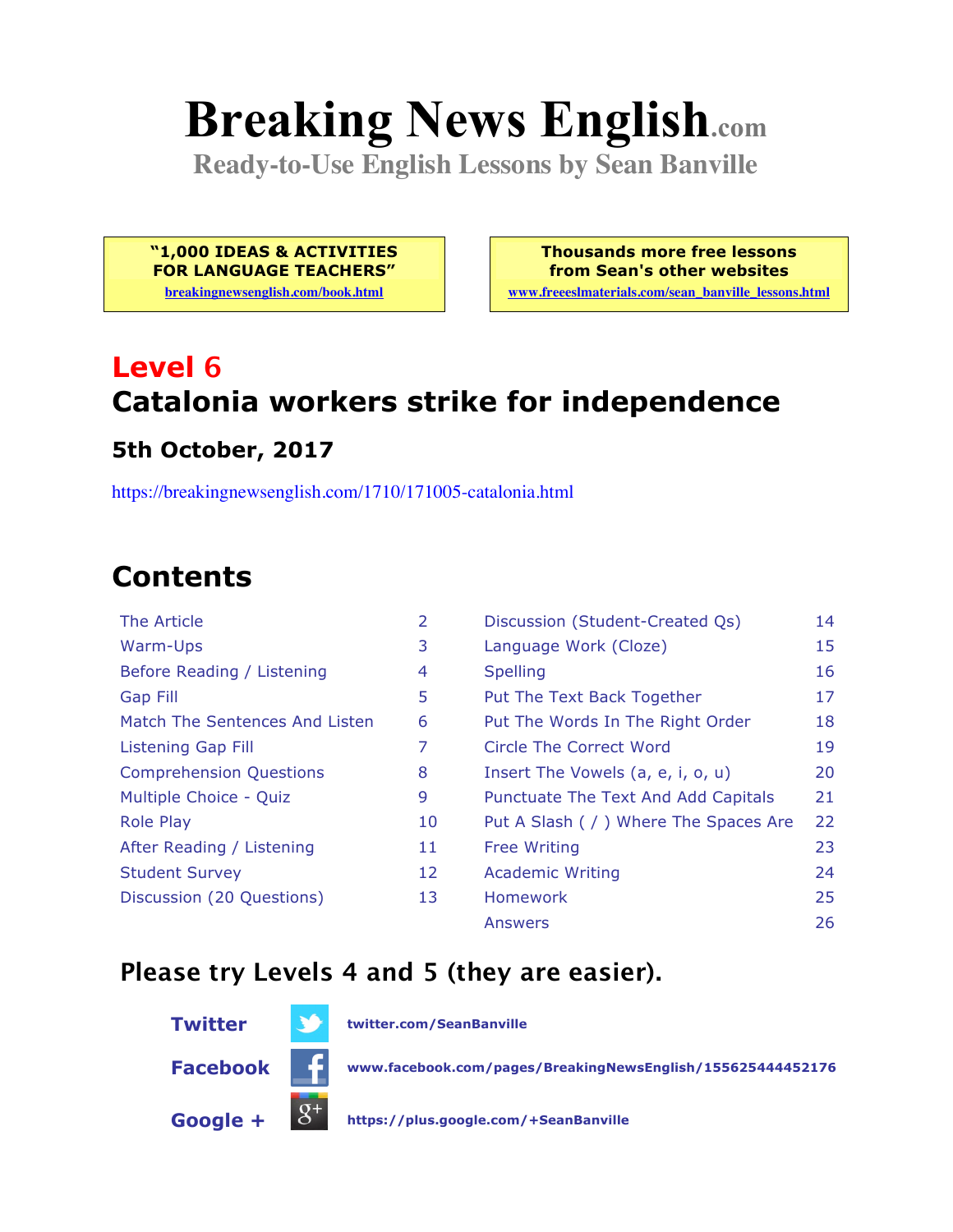# Breaking News English.com

**Ready-to-Use English Lessons by Sean Banville**

**"1,000 IDEAS & ACTIVITIES FOR LANGUAGE TEACHERS"**
breakingnewsenglish.com/book.html

**Thousands more free lessons from Sean's other websites**
www.freeeslmaterials.com/sean_banville_lessons.html

## Level 6

## Catalonia workers strike for independence

### 5th October, 2017

https://breakingnewsenglish.com/1710/171005-catalonia.html

## Contents

| | | | |
|---|---|---|---|
| The Article | 2 | Discussion (Student-Created Qs) | 14 |
| Warm-Ups | 3 | Language Work (Cloze) | 15 |
| Before Reading / Listening | 4 | Spelling | 16 |
| Gap Fill | 5 | Put The Text Back Together | 17 |
| Match The Sentences And Listen | 6 | Put The Words In The Right Order | 18 |
| Listening Gap Fill | 7 | Circle The Correct Word | 19 |
| Comprehension Questions | 8 | Insert The Vowels (a, e, i, o, u) | 20 |
| Multiple Choice - Quiz | 9 | Punctuate The Text And Add Capitals | 21 |
| Role Play | 10 | Put A Slash ( / ) Where The Spaces Are | 22 |
| After Reading / Listening | 11 | Free Writing | 23 |
| Student Survey | 12 | Academic Writing | 24 |
| Discussion (20 Questions) | 13 | Homework | 25 |
| | | Answers | 26 |

### Please try Levels 4 and 5 (they are easier).

**Twitter** twitter.com/SeanBanville

**Facebook** www.facebook.com/pages/BreakingNewsEnglish/155625444452176

**Google +** https://plus.google.com/+SeanBanville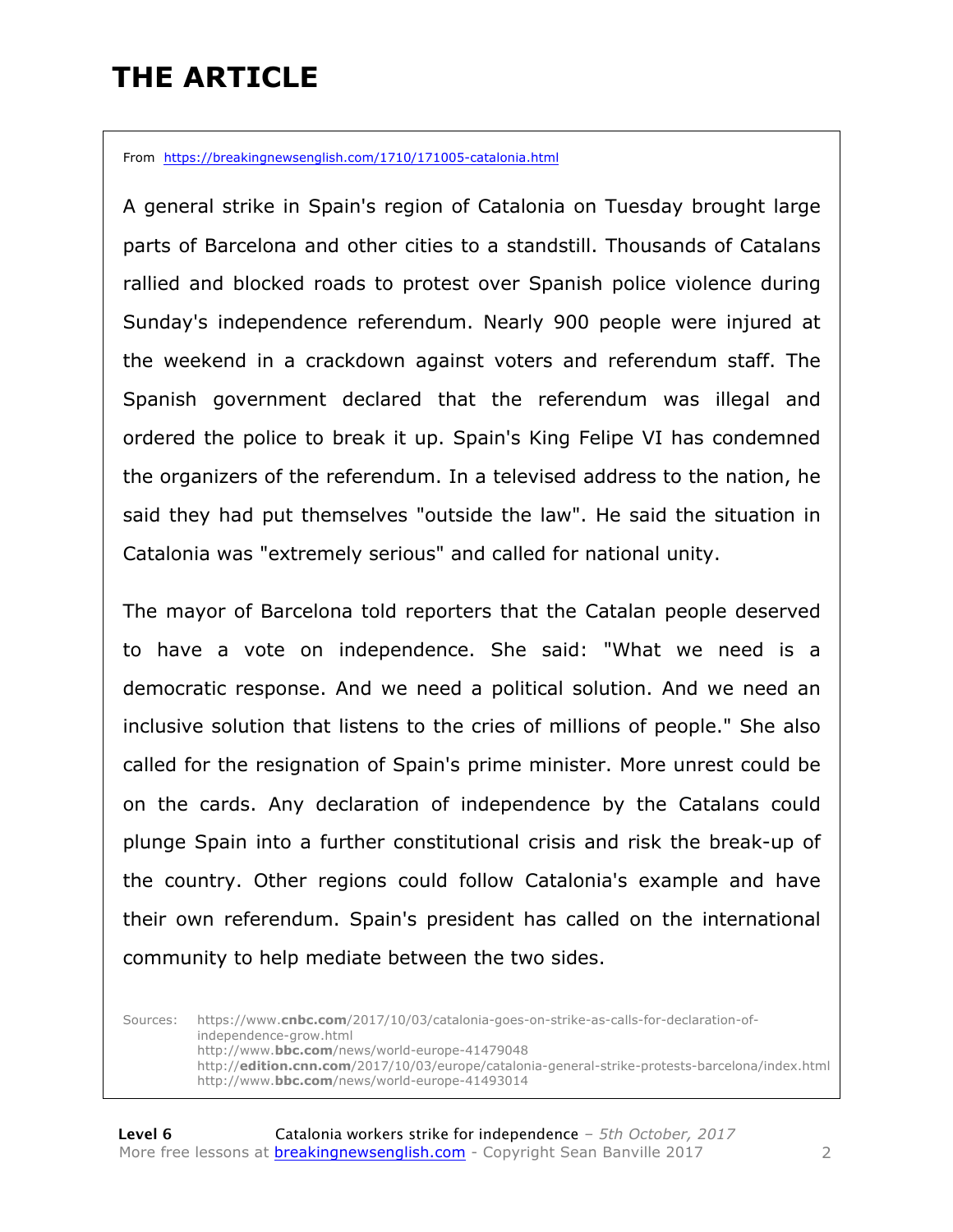# THE ARTICLE

From https://breakingnewsenglish.com/1710/171005-catalonia.html

A general strike in Spain's region of Catalonia on Tuesday brought large parts of Barcelona and other cities to a standstill. Thousands of Catalans rallied and blocked roads to protest over Spanish police violence during Sunday's independence referendum. Nearly 900 people were injured at the weekend in a crackdown against voters and referendum staff. The Spanish government declared that the referendum was illegal and ordered the police to break it up. Spain's King Felipe VI has condemned the organizers of the referendum. In a televised address to the nation, he said they had put themselves "outside the law". He said the situation in Catalonia was "extremely serious" and called for national unity.

The mayor of Barcelona told reporters that the Catalan people deserved to have a vote on independence. She said: "What we need is a democratic response. And we need a political solution. And we need an inclusive solution that listens to the cries of millions of people." She also called for the resignation of Spain's prime minister. More unrest could be on the cards. Any declaration of independence by the Catalans could plunge Spain into a further constitutional crisis and risk the break-up of the country. Other regions could follow Catalonia's example and have their own referendum. Spain's president has called on the international community to help mediate between the two sides.

Sources:
https://www.cnbc.com/2017/10/03/catalonia-goes-on-strike-as-calls-for-declaration-of-independence-grow.html
http://www.bbc.com/news/world-europe-41479048
http://edition.cnn.com/2017/10/03/europe/catalonia-general-strike-protests-barcelona/index.html
http://www.bbc.com/news/world-europe-41493014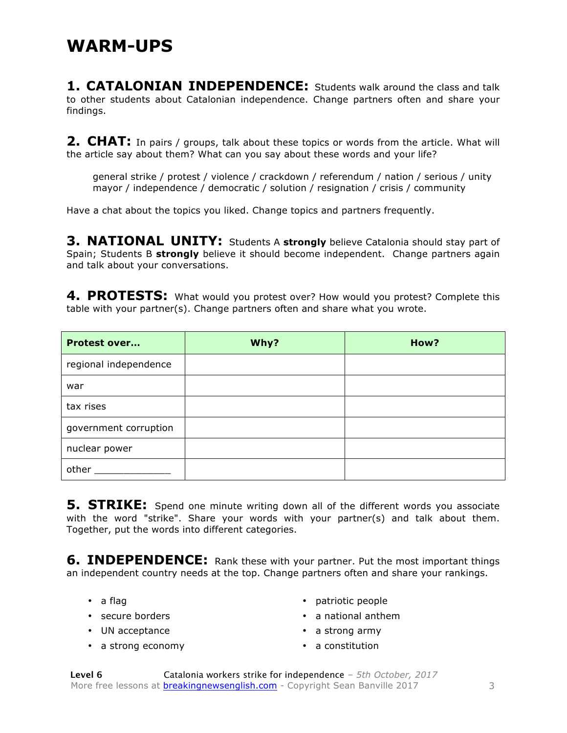# WARM-UPS

**1. CATALONIAN INDEPENDENCE:** Students walk around the class and talk to other students about Catalonian independence. Change partners often and share your findings.

**2. CHAT:** In pairs / groups, talk about these topics or words from the article. What will the article say about them? What can you say about these words and your life?

general strike / protest / violence / crackdown / referendum / nation / serious / unity
mayor / independence / democratic / solution / resignation / crisis / community

Have a chat about the topics you liked. Change topics and partners frequently.

**3. NATIONAL UNITY:** Students A **strongly** believe Catalonia should stay part of Spain; Students B **strongly** believe it should become independent. Change partners again and talk about your conversations.

**4. PROTESTS:** What would you protest over? How would you protest? Complete this table with your partner(s). Change partners often and share what you wrote.

| Protest over… | Why? | How? |
|---|---|---|
| regional independence | | |
| war | | |
| tax rises | | |
| government corruption | | |
| nuclear power | | |
| other _____________ | | |

**5. STRIKE:** Spend one minute writing down all of the different words you associate with the word "strike". Share your words with your partner(s) and talk about them. Together, put the words into different categories.

**6. INDEPENDENCE:** Rank these with your partner. Put the most important things an independent country needs at the top. Change partners often and share your rankings.

- a flag
- secure borders
- UN acceptance
- a strong economy
- patriotic people
- a national anthem
- a strong army
- a constitution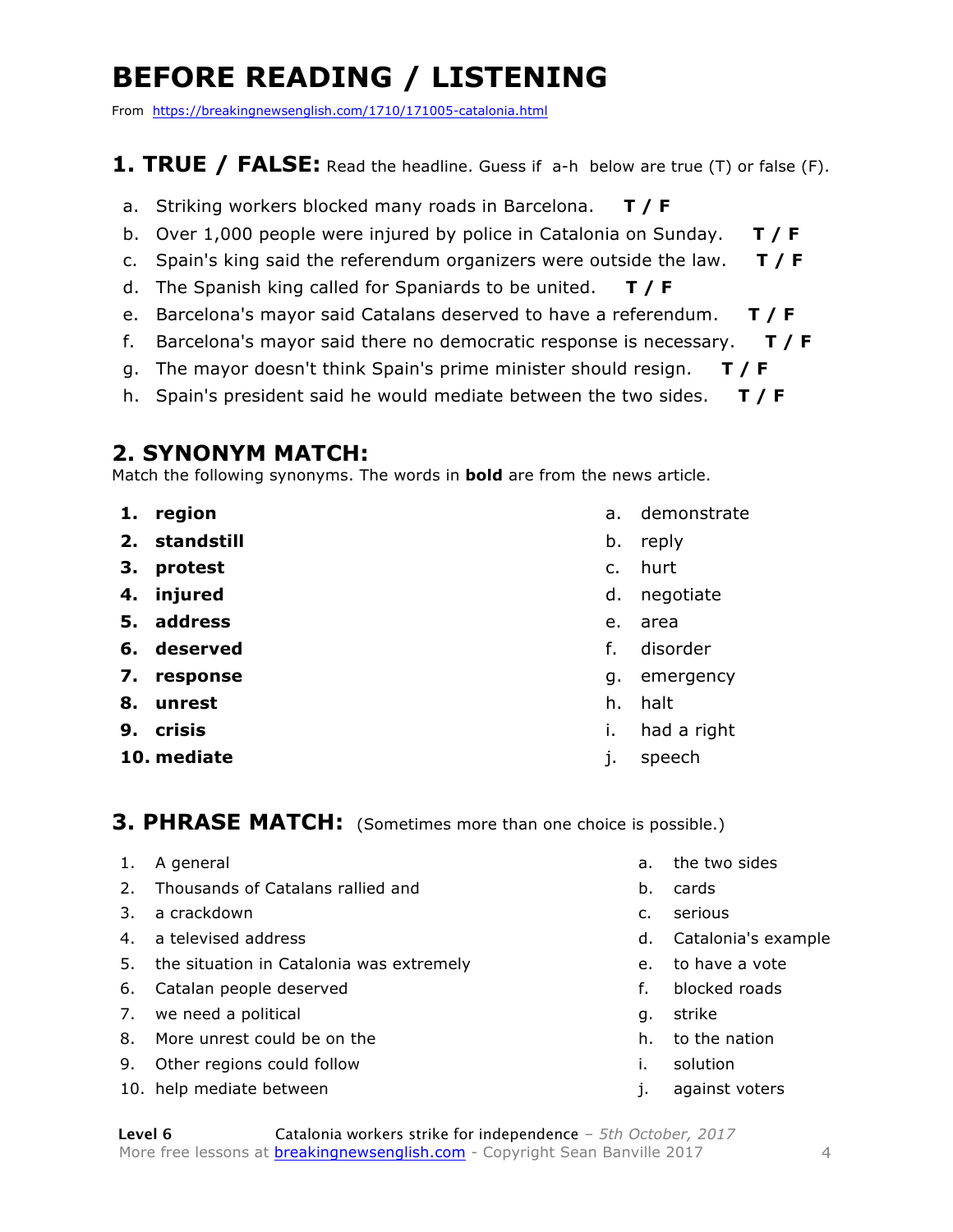# BEFORE READING / LISTENING

From https://breakingnewsenglish.com/1710/171005-catalonia.html

## 1. TRUE / FALSE: Read the headline. Guess if a-h below are true (T) or false (F).

a. Striking workers blocked many roads in Barcelona. **T / F**

b. Over 1,000 people were injured by police in Catalonia on Sunday. **T / F**

c. Spain's king said the referendum organizers were outside the law. **T / F**

d. The Spanish king called for Spaniards to be united. **T / F**

e. Barcelona's mayor said Catalans deserved to have a referendum. **T / F**

f. Barcelona's mayor said there no democratic response is necessary. **T / F**

g. The mayor doesn't think Spain's prime minister should resign. **T / F**

h. Spain's president said he would mediate between the two sides. **T / F**

## 2. SYNONYM MATCH:

Match the following synonyms. The words in **bold** are from the news article.

1. **region** — a. demonstrate
2. **standstill** — b. reply
3. **protest** — c. hurt
4. **injured** — d. negotiate
5. **address** — e. area
6. **deserved** — f. disorder
7. **response** — g. emergency
8. **unrest** — h. halt
9. **crisis** — i. had a right
10. **mediate** — j. speech

## 3. PHRASE MATCH: (Sometimes more than one choice is possible.)

1. A general — a. the two sides
2. Thousands of Catalans rallied and — b. cards
3. a crackdown — c. serious
4. a televised address — d. Catalonia's example
5. the situation in Catalonia was extremely — e. to have a vote
6. Catalan people deserved — f. blocked roads
7. we need a political — g. strike
8. More unrest could be on the — h. to the nation
9. Other regions could follow — i. solution
10. help mediate between — j. against voters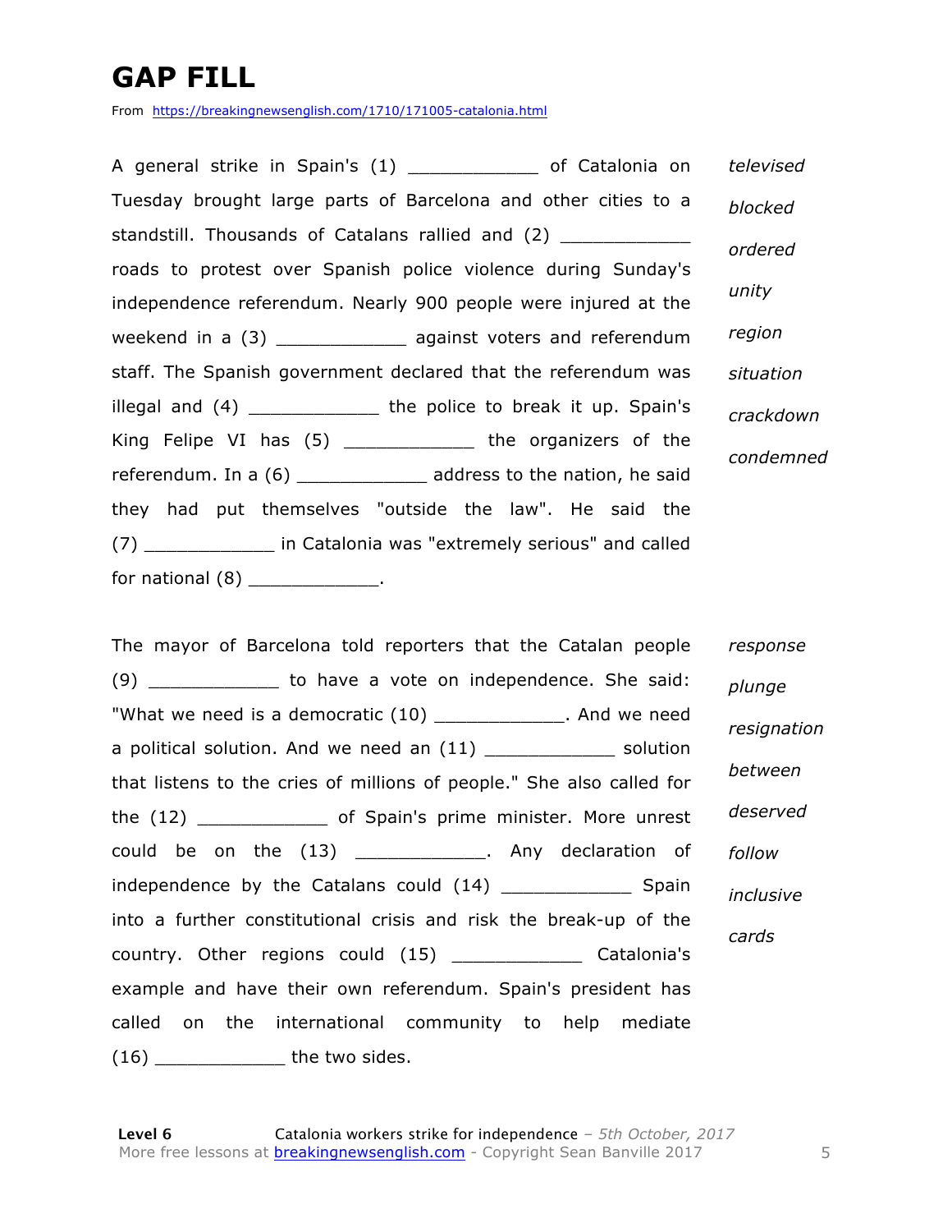# GAP FILL

From https://breakingnewsenglish.com/1710/171005-catalonia.html

A general strike in Spain's (1) ____________ of Catalonia on Tuesday brought large parts of Barcelona and other cities to a standstill. Thousands of Catalans rallied and (2) ____________ roads to protest over Spanish police violence during Sunday's independence referendum. Nearly 900 people were injured at the weekend in a (3) ____________ against voters and referendum staff. The Spanish government declared that the referendum was illegal and (4) ____________ the police to break it up. Spain's King Felipe VI has (5) ____________ the organizers of the referendum. In a (6) ____________ address to the nation, he said they had put themselves "outside the law". He said the (7) ____________ in Catalonia was "extremely serious" and called for national (8) ____________.

*televised*

*blocked*

*ordered*

*unity*

*region*

*situation*

*crackdown*

*condemned*

The mayor of Barcelona told reporters that the Catalan people (9) ____________ to have a vote on independence. She said: "What we need is a democratic (10) ____________. And we need a political solution. And we need an (11) ____________ solution that listens to the cries of millions of people." She also called for the (12) ____________ of Spain's prime minister. More unrest could be on the (13) ____________. Any declaration of independence by the Catalans could (14) ____________ Spain into a further constitutional crisis and risk the break-up of the country. Other regions could (15) ____________ Catalonia's example and have their own referendum. Spain's president has called on the international community to help mediate (16) ____________ the two sides.

*response*

*plunge*

*resignation*

*between*

*deserved*

*follow*

*inclusive*

*cards*

**Level 6** Catalonia workers strike for independence – *5th October, 2017*
More free lessons at breakingnewsenglish.com - Copyright Sean Banville 2017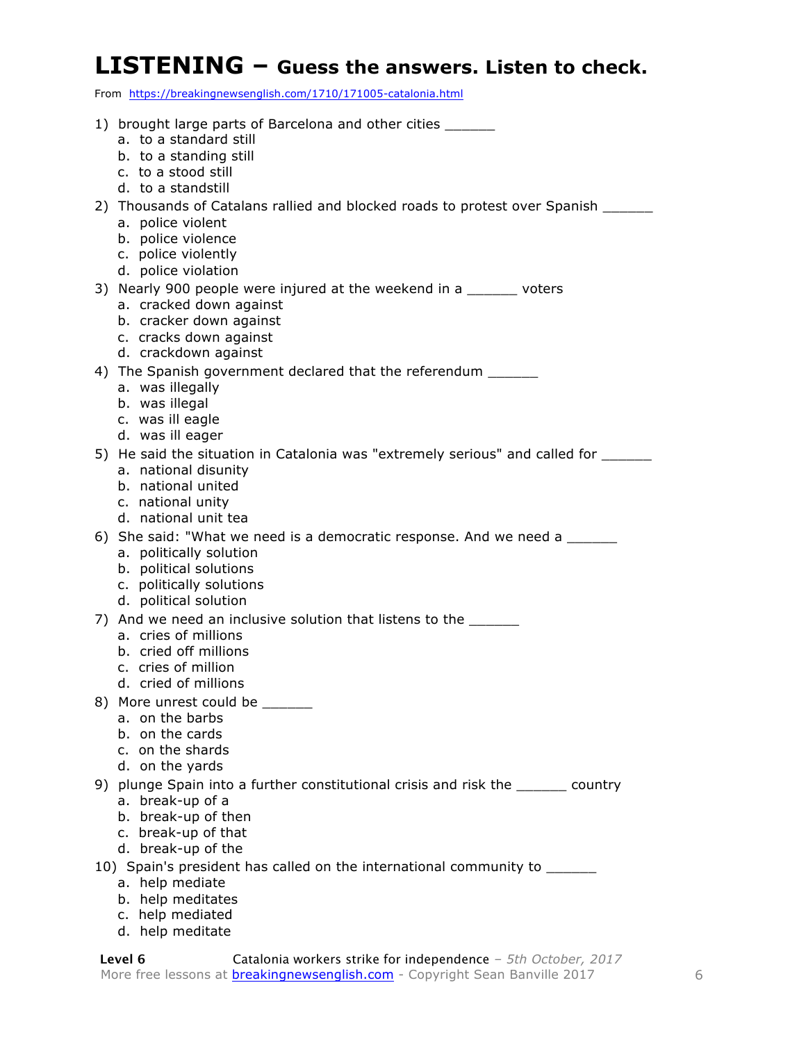# LISTENING – Guess the answers. Listen to check.

From https://breakingnewsenglish.com/1710/171005-catalonia.html

1) brought large parts of Barcelona and other cities ______
   a. to a standard still
   b. to a standing still
   c. to a stood still
   d. to a standstill
2) Thousands of Catalans rallied and blocked roads to protest over Spanish ______
   a. police violent
   b. police violence
   c. police violently
   d. police violation
3) Nearly 900 people were injured at the weekend in a ______ voters
   a. cracked down against
   b. cracker down against
   c. cracks down against
   d. crackdown against
4) The Spanish government declared that the referendum ______
   a. was illegally
   b. was illegal
   c. was ill eagle
   d. was ill eager
5) He said the situation in Catalonia was "extremely serious" and called for ______
   a. national disunity
   b. national united
   c. national unity
   d. national unit tea
6) She said: "What we need is a democratic response. And we need a ______
   a. politically solution
   b. political solutions
   c. politically solutions
   d. political solution
7) And we need an inclusive solution that listens to the ______
   a. cries of millions
   b. cried off millions
   c. cries of million
   d. cried of millions
8) More unrest could be ______
   a. on the barbs
   b. on the cards
   c. on the shards
   d. on the yards
9) plunge Spain into a further constitutional crisis and risk the ______ country
   a. break-up of a
   b. break-up of then
   c. break-up of that
   d. break-up of the
10) Spain's president has called on the international community to ______
   a. help mediate
   b. help meditates
   c. help mediated
   d. help meditate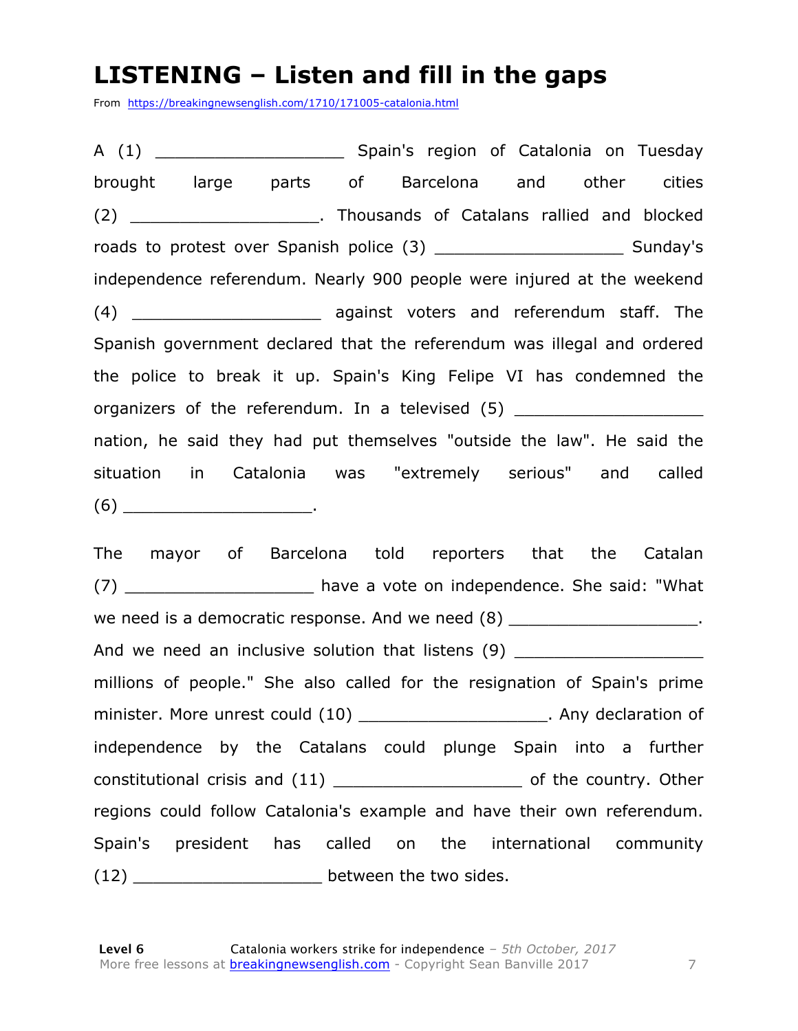# LISTENING – Listen and fill in the gaps

From https://breakingnewsenglish.com/1710/171005-catalonia.html

A (1) ___________________ Spain's region of Catalonia on Tuesday brought large parts of Barcelona and other cities (2) ___________________. Thousands of Catalans rallied and blocked roads to protest over Spanish police (3) ___________________ Sunday's independence referendum. Nearly 900 people were injured at the weekend (4) ___________________ against voters and referendum staff. The Spanish government declared that the referendum was illegal and ordered the police to break it up. Spain's King Felipe VI has condemned the organizers of the referendum. In a televised (5) ___________________ nation, he said they had put themselves "outside the law". He said the situation in Catalonia was "extremely serious" and called (6) ___________________.

The mayor of Barcelona told reporters that the Catalan (7) ___________________ have a vote on independence. She said: "What we need is a democratic response. And we need (8) ___________________. And we need an inclusive solution that listens (9) ___________________ millions of people." She also called for the resignation of Spain's prime minister. More unrest could (10) ___________________. Any declaration of independence by the Catalans could plunge Spain into a further constitutional crisis and (11) ___________________ of the country. Other regions could follow Catalonia's example and have their own referendum. Spain's president has called on the international community (12) ___________________ between the two sides.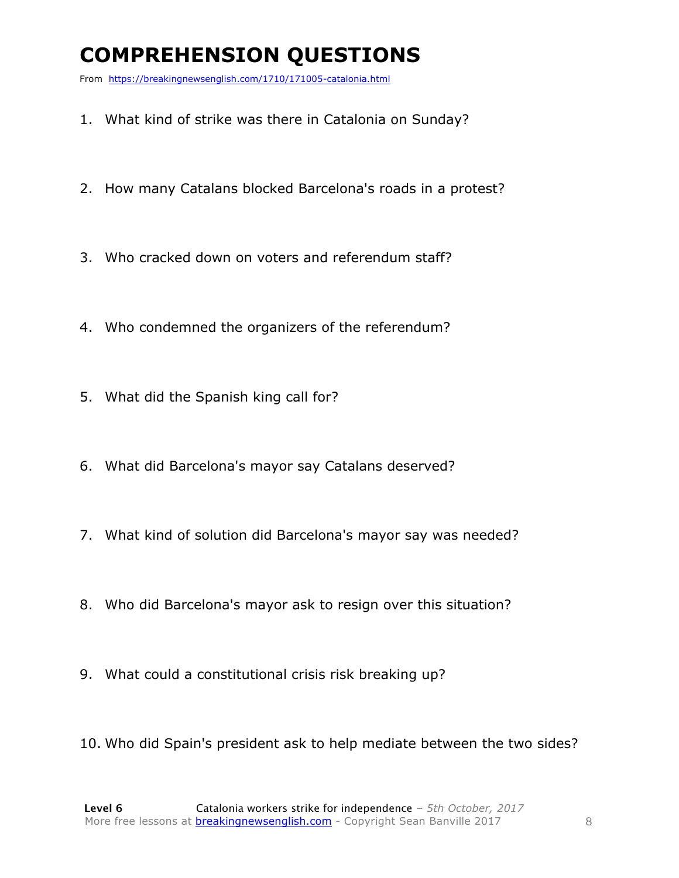# COMPREHENSION QUESTIONS

From https://breakingnewsenglish.com/1710/171005-catalonia.html

1. What kind of strike was there in Catalonia on Sunday?
2. How many Catalans blocked Barcelona's roads in a protest?
3. Who cracked down on voters and referendum staff?
4. Who condemned the organizers of the referendum?
5. What did the Spanish king call for?
6. What did Barcelona's mayor say Catalans deserved?
7. What kind of solution did Barcelona's mayor say was needed?
8. Who did Barcelona's mayor ask to resign over this situation?
9. What could a constitutional crisis risk breaking up?
10. Who did Spain's president ask to help mediate between the two sides?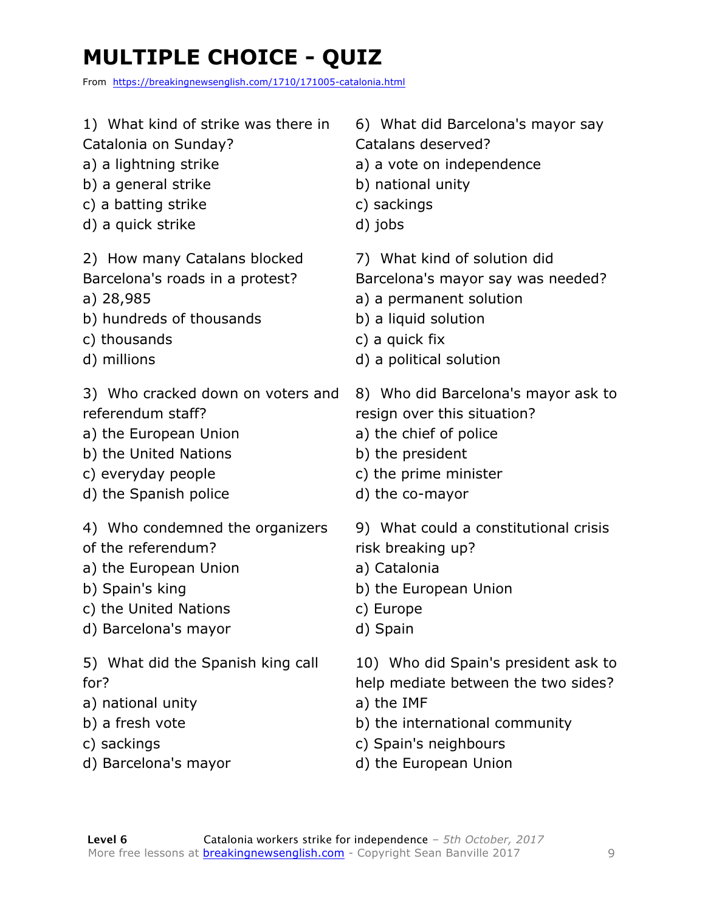# MULTIPLE CHOICE - QUIZ

From https://breakingnewsenglish.com/1710/171005-catalonia.html

1) What kind of strike was there in Catalonia on Sunday?
a) a lightning strike
b) a general strike
c) a batting strike
d) a quick strike

2) How many Catalans blocked Barcelona's roads in a protest?
a) 28,985
b) hundreds of thousands
c) thousands
d) millions

3) Who cracked down on voters and referendum staff?
a) the European Union
b) the United Nations
c) everyday people
d) the Spanish police

4) Who condemned the organizers of the referendum?
a) the European Union
b) Spain's king
c) the United Nations
d) Barcelona's mayor

5) What did the Spanish king call for?
a) national unity
b) a fresh vote
c) sackings
d) Barcelona's mayor

6) What did Barcelona's mayor say Catalans deserved?
a) a vote on independence
b) national unity
c) sackings
d) jobs

7) What kind of solution did Barcelona's mayor say was needed?
a) a permanent solution
b) a liquid solution
c) a quick fix
d) a political solution

8) Who did Barcelona's mayor ask to resign over this situation?
a) the chief of police
b) the president
c) the prime minister
d) the co-mayor

9) What could a constitutional crisis risk breaking up?
a) Catalonia
b) the European Union
c) Europe
d) Spain

10) Who did Spain's president ask to help mediate between the two sides?
a) the IMF
b) the international community
c) Spain's neighbours
d) the European Union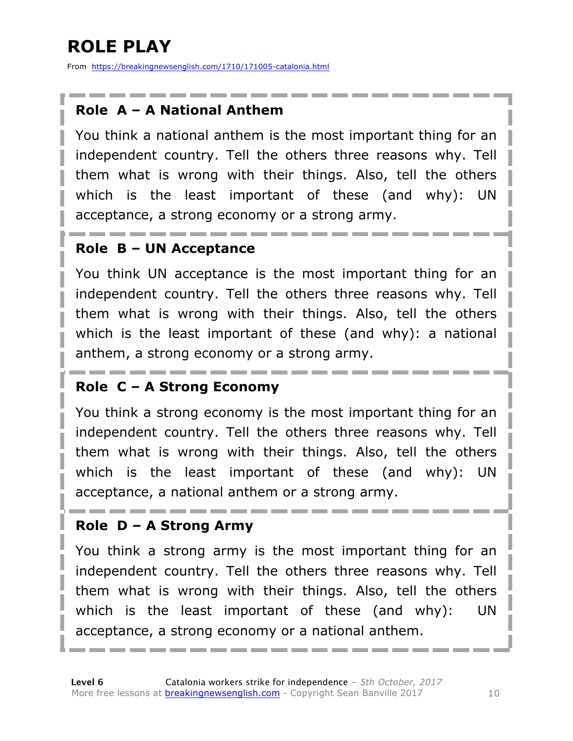# ROLE PLAY

From https://breakingnewsenglish.com/1710/171005-catalonia.html

### Role A – A National Anthem

You think a national anthem is the most important thing for an independent country. Tell the others three reasons why. Tell them what is wrong with their things. Also, tell the others which is the least important of these (and why): UN acceptance, a strong economy or a strong army.

### Role B – UN Acceptance

You think UN acceptance is the most important thing for an independent country. Tell the others three reasons why. Tell them what is wrong with their things. Also, tell the others which is the least important of these (and why): a national anthem, a strong economy or a strong army.

### Role C – A Strong Economy

You think a strong economy is the most important thing for an independent country. Tell the others three reasons why. Tell them what is wrong with their things. Also, tell the others which is the least important of these (and why): UN acceptance, a national anthem or a strong army.

### Role D – A Strong Army

You think a strong army is the most important thing for an independent country. Tell the others three reasons why. Tell them what is wrong with their things. Also, tell the others which is the least important of these (and why): UN acceptance, a strong economy or a national anthem.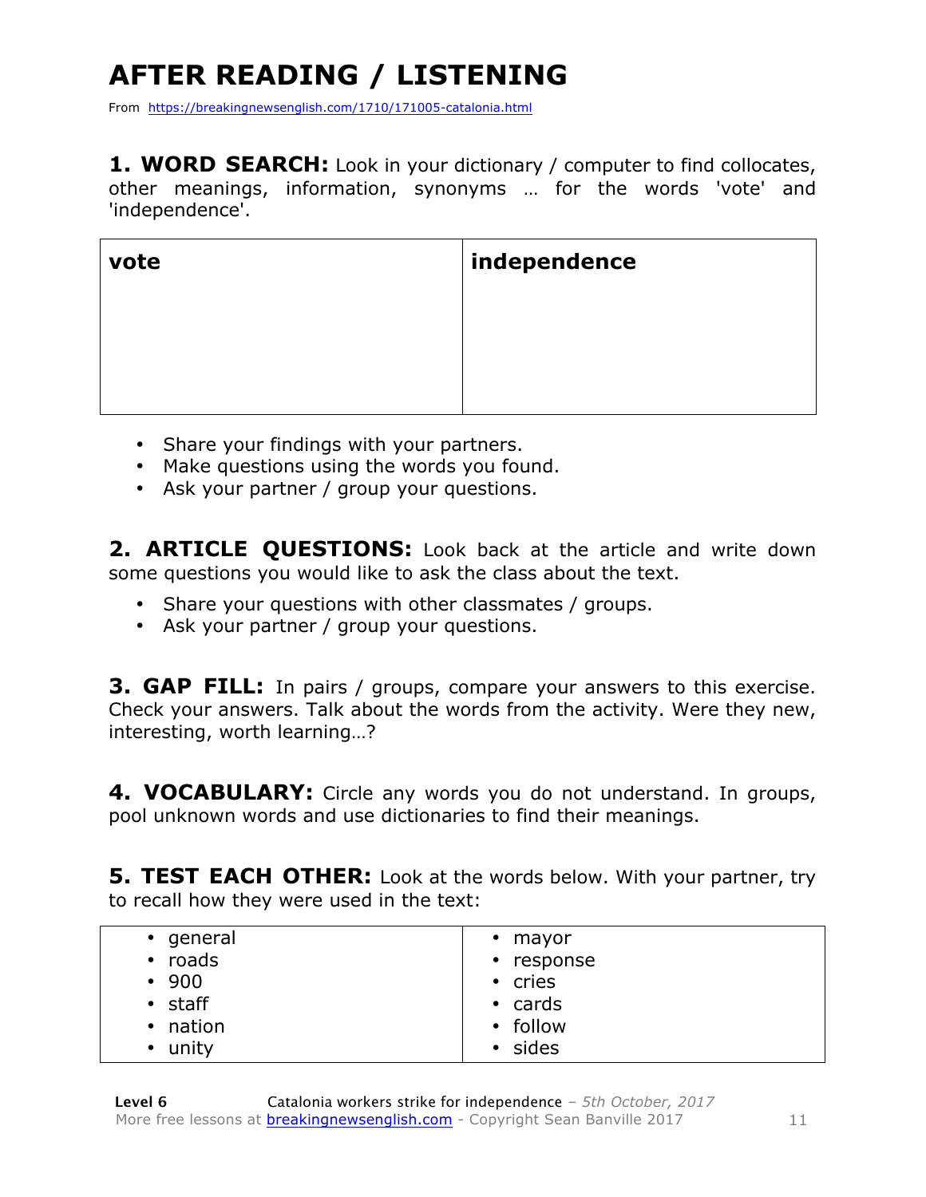# AFTER READING / LISTENING

From https://breakingnewsenglish.com/1710/171005-catalonia.html

**1. WORD SEARCH:** Look in your dictionary / computer to find collocates, other meanings, information, synonyms … for the words 'vote' and 'independence'.

| vote | independence |
|---|---|
| | |

- Share your findings with your partners.
- Make questions using the words you found.
- Ask your partner / group your questions.

**2. ARTICLE QUESTIONS:** Look back at the article and write down some questions you would like to ask the class about the text.

- Share your questions with other classmates / groups.
- Ask your partner / group your questions.

**3. GAP FILL:** In pairs / groups, compare your answers to this exercise. Check your answers. Talk about the words from the activity. Were they new, interesting, worth learning…?

**4. VOCABULARY:** Circle any words you do not understand. In groups, pool unknown words and use dictionaries to find their meanings.

**5. TEST EACH OTHER:** Look at the words below. With your partner, try to recall how they were used in the text:

| | |
|---|---|
| • general | • mayor |
| • roads | • response |
| • 900 | • cries |
| • staff | • cards |
| • nation | • follow |
| • unity | • sides |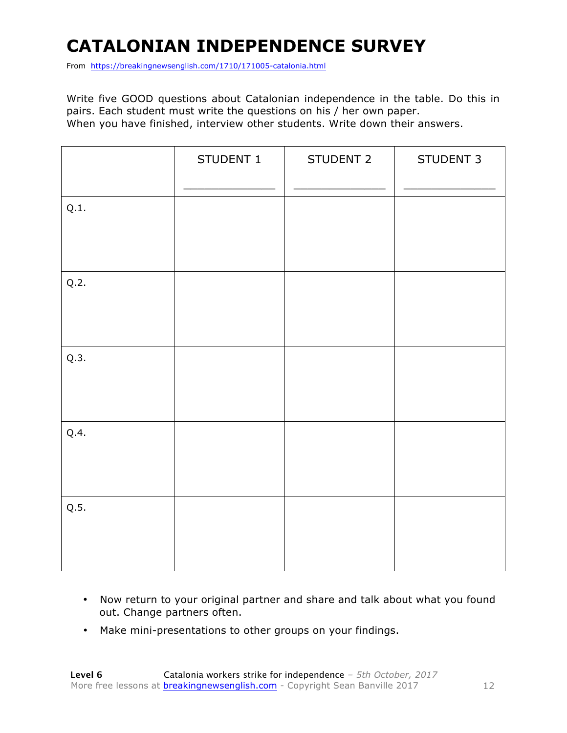# CATALONIAN INDEPENDENCE SURVEY

From https://breakingnewsenglish.com/1710/171005-catalonia.html

Write five GOOD questions about Catalonian independence in the table. Do this in pairs. Each student must write the questions on his / her own paper.
When you have finished, interview other students. Write down their answers.

| | STUDENT 1<br>_____________ | STUDENT 2<br>_____________ | STUDENT 3<br>_____________ |
|---|---|---|---|
| Q.1. | | | |
| Q.2. | | | |
| Q.3. | | | |
| Q.4. | | | |
| Q.5. | | | |

- Now return to your original partner and share and talk about what you found out. Change partners often.
- Make mini-presentations to other groups on your findings.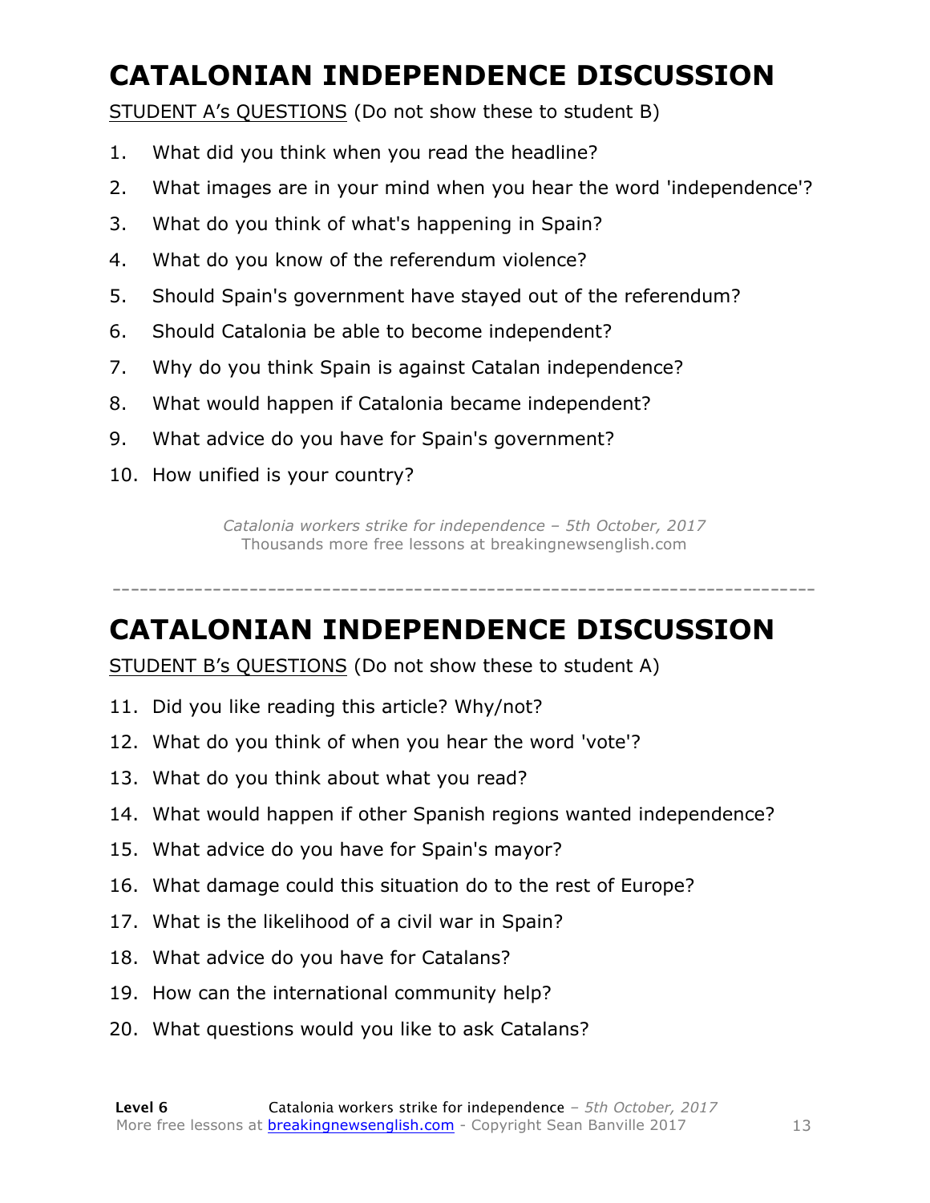# CATALONIAN INDEPENDENCE DISCUSSION

STUDENT A's QUESTIONS (Do not show these to student B)

1. What did you think when you read the headline?
2. What images are in your mind when you hear the word 'independence'?
3. What do you think of what's happening in Spain?
4. What do you know of the referendum violence?
5. Should Spain's government have stayed out of the referendum?
6. Should Catalonia be able to become independent?
7. Why do you think Spain is against Catalan independence?
8. What would happen if Catalonia became independent?
9. What advice do you have for Spain's government?
10. How unified is your country?

*Catalonia workers strike for independence – 5th October, 2017*
Thousands more free lessons at breakingnewsenglish.com

---

# CATALONIAN INDEPENDENCE DISCUSSION

STUDENT B's QUESTIONS (Do not show these to student A)

11. Did you like reading this article? Why/not?
12. What do you think of when you hear the word 'vote'?
13. What do you think about what you read?
14. What would happen if other Spanish regions wanted independence?
15. What advice do you have for Spain's mayor?
16. What damage could this situation do to the rest of Europe?
17. What is the likelihood of a civil war in Spain?
18. What advice do you have for Catalans?
19. How can the international community help?
20. What questions would you like to ask Catalans?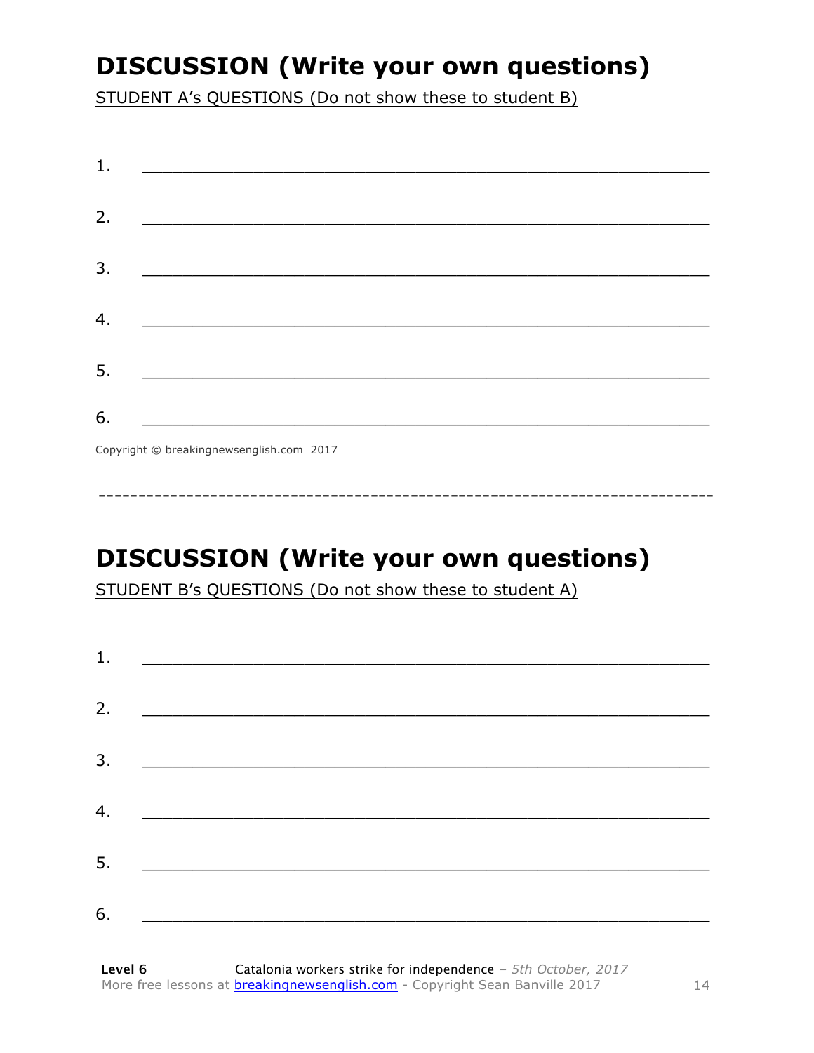# DISCUSSION (Write your own questions)

STUDENT A's QUESTIONS (Do not show these to student B)

1. ___________________________________________________________

2. ___________________________________________________________

3. ___________________________________________________________

4. ___________________________________________________________

5. ___________________________________________________________

6. ___________________________________________________________

Copyright © breakingnewsenglish.com 2017

---

# DISCUSSION (Write your own questions)

STUDENT B's QUESTIONS (Do not show these to student A)

1. ___________________________________________________________

2. ___________________________________________________________

3. ___________________________________________________________

4. ___________________________________________________________

5. ___________________________________________________________

6. ___________________________________________________________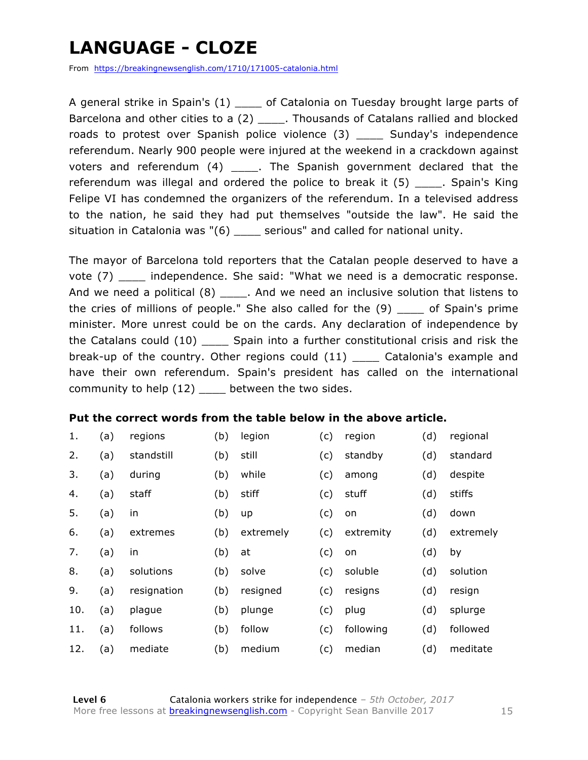# LANGUAGE - CLOZE

From https://breakingnewsenglish.com/1710/171005-catalonia.html

A general strike in Spain's (1) ____ of Catalonia on Tuesday brought large parts of Barcelona and other cities to a (2) ____. Thousands of Catalans rallied and blocked roads to protest over Spanish police violence (3) ____ Sunday's independence referendum. Nearly 900 people were injured at the weekend in a crackdown against voters and referendum (4) ____. The Spanish government declared that the referendum was illegal and ordered the police to break it (5) ____. Spain's King Felipe VI has condemned the organizers of the referendum. In a televised address to the nation, he said they had put themselves "outside the law". He said the situation in Catalonia was "(6) ____ serious" and called for national unity.

The mayor of Barcelona told reporters that the Catalan people deserved to have a vote (7) ____ independence. She said: "What we need is a democratic response. And we need a political (8) ____. And we need an inclusive solution that listens to the cries of millions of people." She also called for the (9) ____ of Spain's prime minister. More unrest could be on the cards. Any declaration of independence by the Catalans could (10) ____ Spain into a further constitutional crisis and risk the break-up of the country. Other regions could (11) ____ Catalonia's example and have their own referendum. Spain's president has called on the international community to help (12) ____ between the two sides.

**Put the correct words from the table below in the above article.**

| | | | | | | | | |
|---|---|---|---|---|---|---|---|---|
| 1. | (a) | regions | (b) | legion | (c) | region | (d) | regional |
| 2. | (a) | standstill | (b) | still | (c) | standby | (d) | standard |
| 3. | (a) | during | (b) | while | (c) | among | (d) | despite |
| 4. | (a) | staff | (b) | stiff | (c) | stuff | (d) | stiffs |
| 5. | (a) | in | (b) | up | (c) | on | (d) | down |
| 6. | (a) | extremes | (b) | extremely | (c) | extremity | (d) | extremely |
| 7. | (a) | in | (b) | at | (c) | on | (d) | by |
| 8. | (a) | solutions | (b) | solve | (c) | soluble | (d) | solution |
| 9. | (a) | resignation | (b) | resigned | (c) | resigns | (d) | resign |
| 10. | (a) | plague | (b) | plunge | (c) | plug | (d) | splurge |
| 11. | (a) | follows | (b) | follow | (c) | following | (d) | followed |
| 12. | (a) | mediate | (b) | medium | (c) | median | (d) | meditate |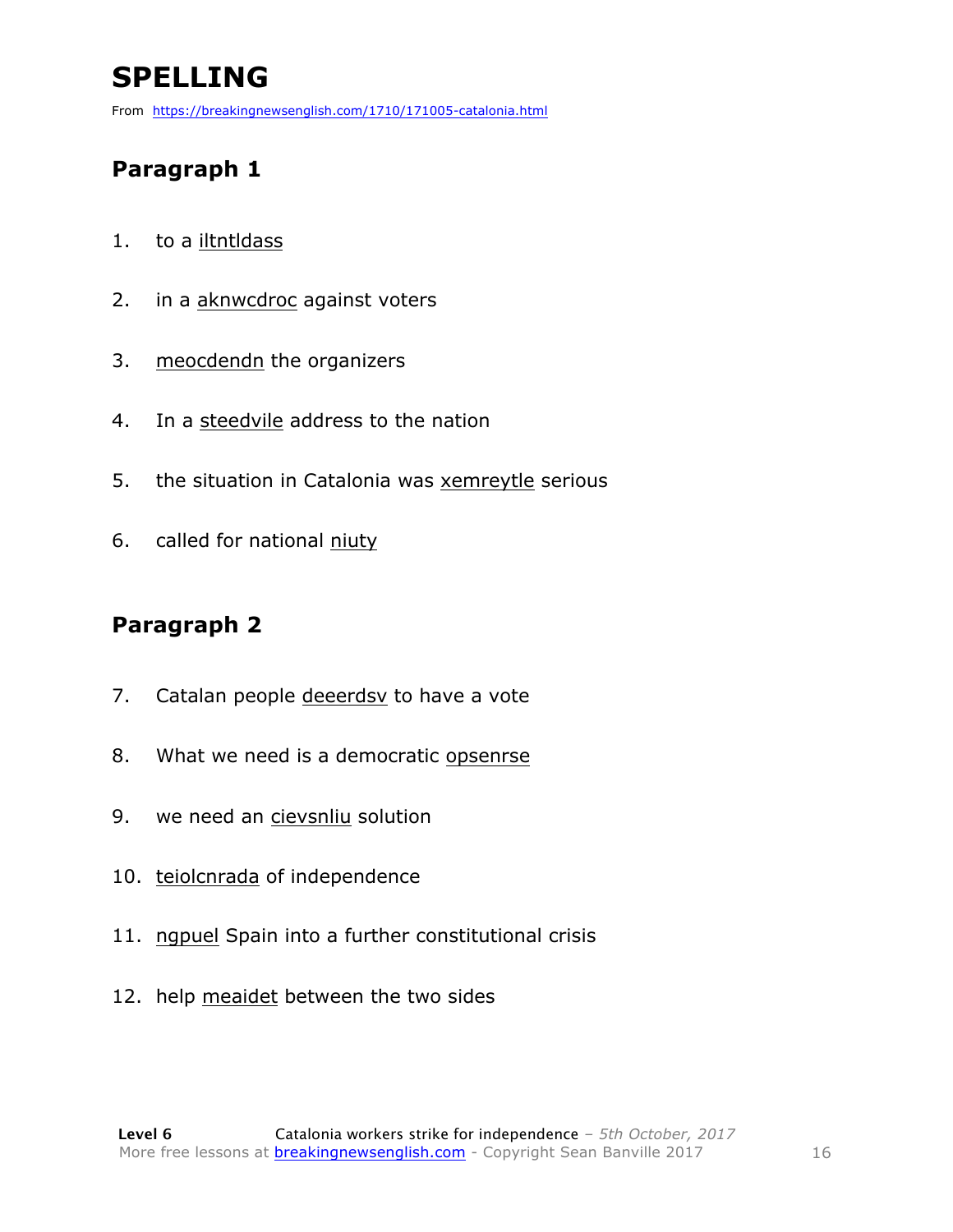# SPELLING

From https://breakingnewsenglish.com/1710/171005-catalonia.html

## Paragraph 1

1. to a iltntldass
2. in a aknwcdroc against voters
3. meocdendn the organizers
4. In a steedvile address to the nation
5. the situation in Catalonia was xemreytle serious
6. called for national niuty

## Paragraph 2

7. Catalan people deeerdsv to have a vote
8. What we need is a democratic opsenrse
9. we need an cievsnliu solution
10. teiolcnrada of independence
11. ngpuel Spain into a further constitutional crisis
12. help meaidet between the two sides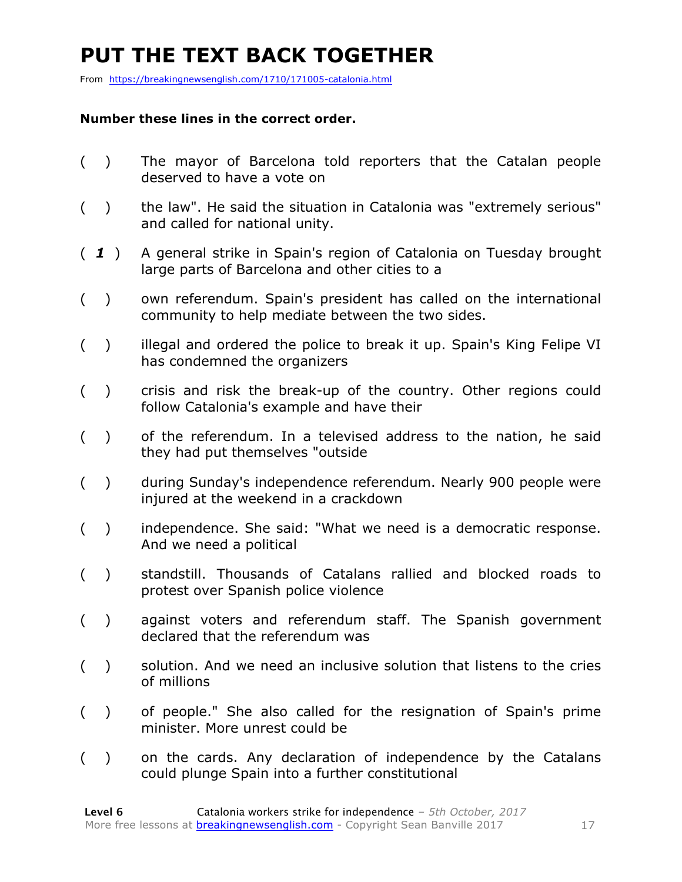# PUT THE TEXT BACK TOGETHER

From https://breakingnewsenglish.com/1710/171005-catalonia.html

**Number these lines in the correct order.**

( ) The mayor of Barcelona told reporters that the Catalan people deserved to have a vote on

( ) the law". He said the situation in Catalonia was "extremely serious" and called for national unity.

( ***1*** ) A general strike in Spain's region of Catalonia on Tuesday brought large parts of Barcelona and other cities to a

( ) own referendum. Spain's president has called on the international community to help mediate between the two sides.

( ) illegal and ordered the police to break it up. Spain's King Felipe VI has condemned the organizers

( ) crisis and risk the break-up of the country. Other regions could follow Catalonia's example and have their

( ) of the referendum. In a televised address to the nation, he said they had put themselves "outside

( ) during Sunday's independence referendum. Nearly 900 people were injured at the weekend in a crackdown

( ) independence. She said: "What we need is a democratic response. And we need a political

( ) standstill. Thousands of Catalans rallied and blocked roads to protest over Spanish police violence

( ) against voters and referendum staff. The Spanish government declared that the referendum was

( ) solution. And we need an inclusive solution that listens to the cries of millions

( ) of people." She also called for the resignation of Spain's prime minister. More unrest could be

( ) on the cards. Any declaration of independence by the Catalans could plunge Spain into a further constitutional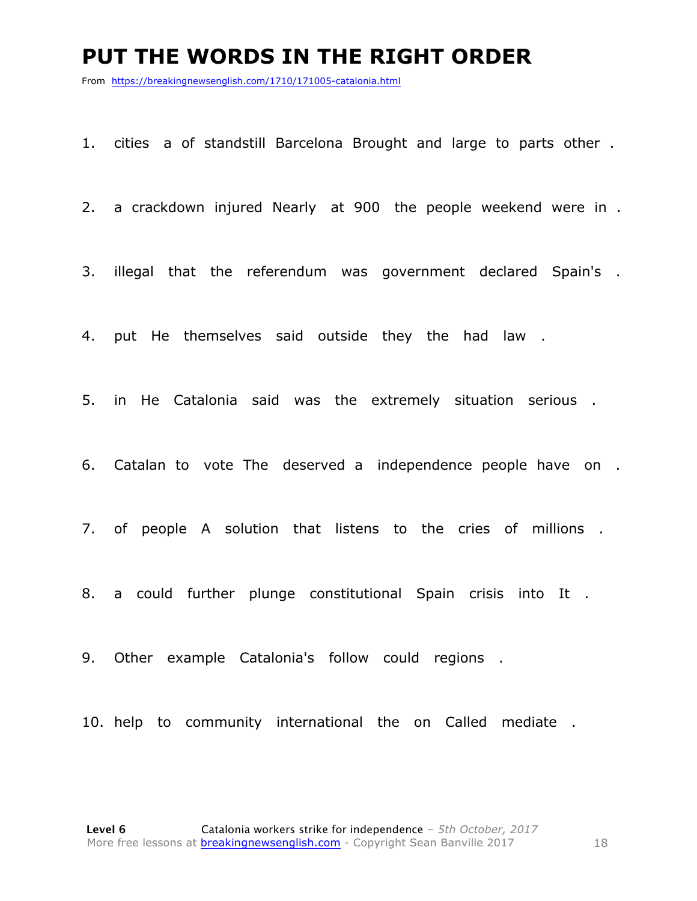# PUT THE WORDS IN THE RIGHT ORDER

From https://breakingnewsenglish.com/1710/171005-catalonia.html

1. cities a of standstill Barcelona Brought and large to parts other .

2. a crackdown injured Nearly at 900 the people weekend were in .

3. illegal that the referendum was government declared Spain's .

4. put He themselves said outside they the had law .

5. in He Catalonia said was the extremely situation serious .

6. Catalan to vote The deserved a independence people have on .

7. of people A solution that listens to the cries of millions .

8. a could further plunge constitutional Spain crisis into It .

9. Other example Catalonia's follow could regions .

10. help to community international the on Called mediate .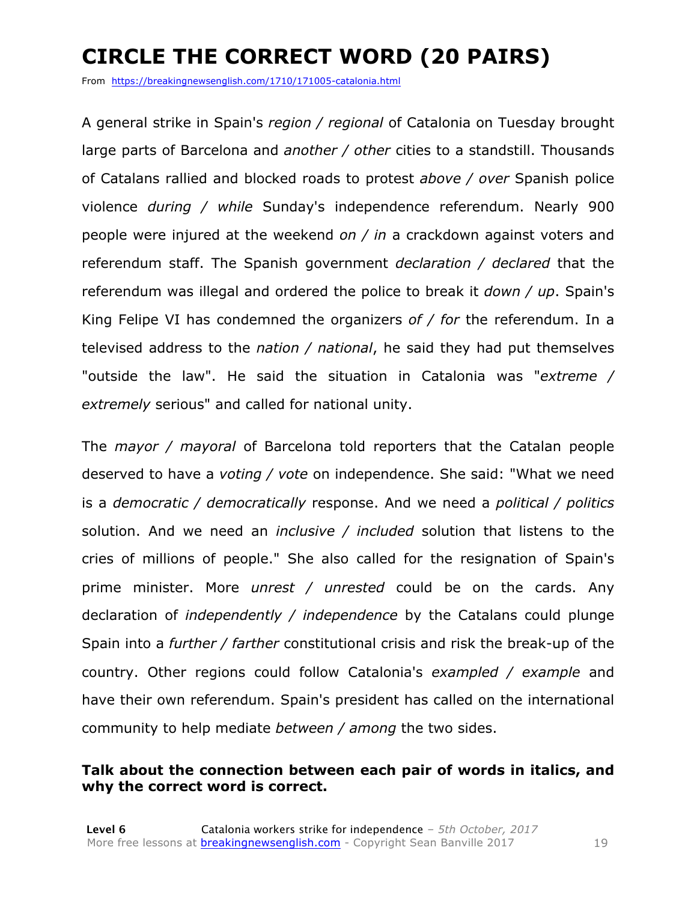# CIRCLE THE CORRECT WORD (20 PAIRS)

From https://breakingnewsenglish.com/1710/171005-catalonia.html

A general strike in Spain's *region / regional* of Catalonia on Tuesday brought large parts of Barcelona and *another / other* cities to a standstill. Thousands of Catalans rallied and blocked roads to protest *above / over* Spanish police violence *during / while* Sunday's independence referendum. Nearly 900 people were injured at the weekend *on / in* a crackdown against voters and referendum staff. The Spanish government *declaration / declared* that the referendum was illegal and ordered the police to break it *down / up*. Spain's King Felipe VI has condemned the organizers *of / for* the referendum. In a televised address to the *nation / national*, he said they had put themselves "outside the law". He said the situation in Catalonia was "*extreme / extremely* serious" and called for national unity.

The *mayor / mayoral* of Barcelona told reporters that the Catalan people deserved to have a *voting / vote* on independence. She said: "What we need is a *democratic / democratically* response. And we need a *political / politics* solution. And we need an *inclusive / included* solution that listens to the cries of millions of people." She also called for the resignation of Spain's prime minister. More *unrest / unrested* could be on the cards. Any declaration of *independently / independence* by the Catalans could plunge Spain into a *further / farther* constitutional crisis and risk the break-up of the country. Other regions could follow Catalonia's *exampled / example* and have their own referendum. Spain's president has called on the international community to help mediate *between / among* the two sides.

**Talk about the connection between each pair of words in italics, and why the correct word is correct.**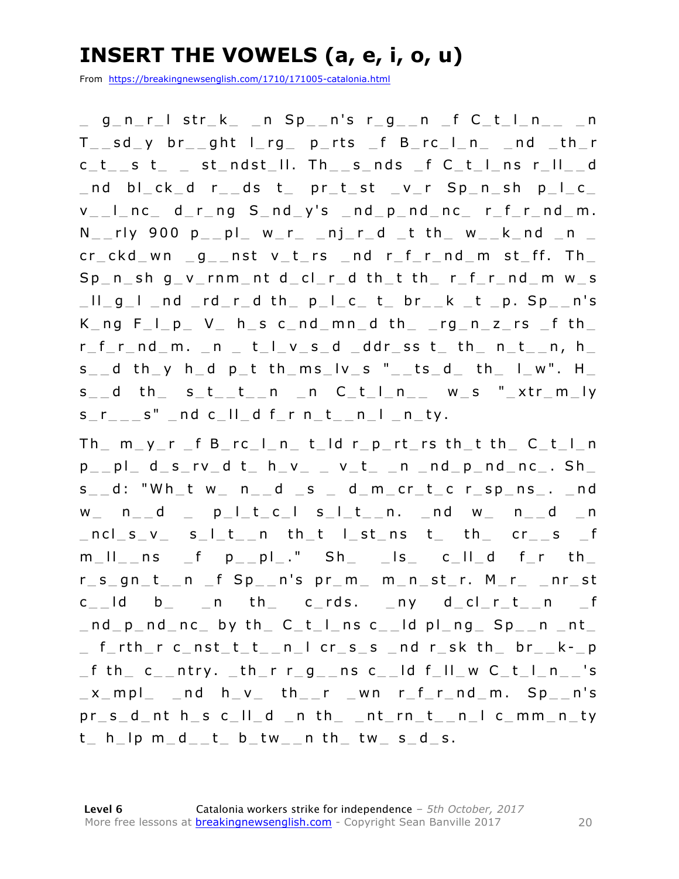# INSERT THE VOWELS (a, e, i, o, u)

From https://breakingnewsenglish.com/1710/171005-catalonia.html

_ g_n_r_l str_k_ _n Sp__n's r_g__n _f C_t_l_n__ _n T__sd_y br__ght l_rg_ p_rts _f B_rc_l_n_ _nd _th_r c_t__s t_ _ st_ndst_ll. Th__s_nds _f C_t_l_ns r_ll__d _nd bl_ck_d r__ds t_ pr_t_st _v_r Sp_n_sh p_l_c_ v__l_nc_ d_r_ng S_nd_y's _nd_p_nd_nc_ r_f_r_nd_m. N__rly 900 p__pl_ w_r_ _nj_r_d _t th_ w__k_nd _n _ cr_ckd_wn _g__nst v_t_rs _nd r_f_r_nd_m st_ff. Th_ Sp_n_sh g_v_rnm_nt d_cl_r_d th_t th_ r_f_r_nd_m w_s _ll_g_l _nd _rd_r_d th_ p_l_c_ t_ br__k _t _p. Sp__n's K_ng F_l_p_ V_ h_s c_nd_mn_d th_ _rg_n_z_rs _f th_ r_f_r_nd_m. _n _ t_l_v_s_d _ddr_ss t_ th_ n_t__n, h_ s__d th_y h_d p_t th_ms_lv_s "__ts_d_ th_ l_w". H_ s__d th_ s_t__t__n _n C_t_l_n__ w_s "_xtr_m_ly s_r___s" _nd c_ll_d f_r n_t__n_l _n_ty.

Th_ m_y_r _f B_rc_l_n_ t_ld r_p_rt_rs th_t th_ C_t_l_n p__pl_ d_s_rv_d t_ h_v_ _ v_t_ _n _nd_p_nd_nc_. Sh_ s__d: "Wh_t w_ n__d _s _ d_m_cr_t_c r_sp_ns_. _nd w_ n__d _ p_l_t_c_l s_l_t__n. _nd w_ n__d _n _ncl_s_v_ s_l_t__n th_t l_st_ns t_ th_ cr__s _f m_ll__ns _f p__pl_." Sh_ _ls_ c_ll_d f_r th_ r_s_gn_t__n _f Sp__n's pr_m_ m_n_st_r. M_r_ _nr_st c__ld b_ _n th_ c_rds. _ny d_cl_r_t__n _f _nd_p_nd_nc_ by th_ C_t_l_ns c__ld pl_ng_ Sp__n _nt_ _ f_rth_r c_nst_t_t__n_l cr_s_s _nd r_sk th_ br__k-_p _f th_ c__ntry. _th_r r_g__ns c__ld f_ll_w C_t_l_n__'s _x_mpl_ _nd h_v_ th__r _wn r_f_r_nd_m. Sp__n's pr_s_d_nt h_s c_ll_d _n th_ _nt_rn_t__n_l c_mm_n_ty t_ h_lp m_d__t_ b_tw__n th_ tw_ s_d_s.

**Level 6** Catalonia workers strike for independence – *5th October, 2017*
More free lessons at breakingnewsenglish.com - Copyright Sean Banville 2017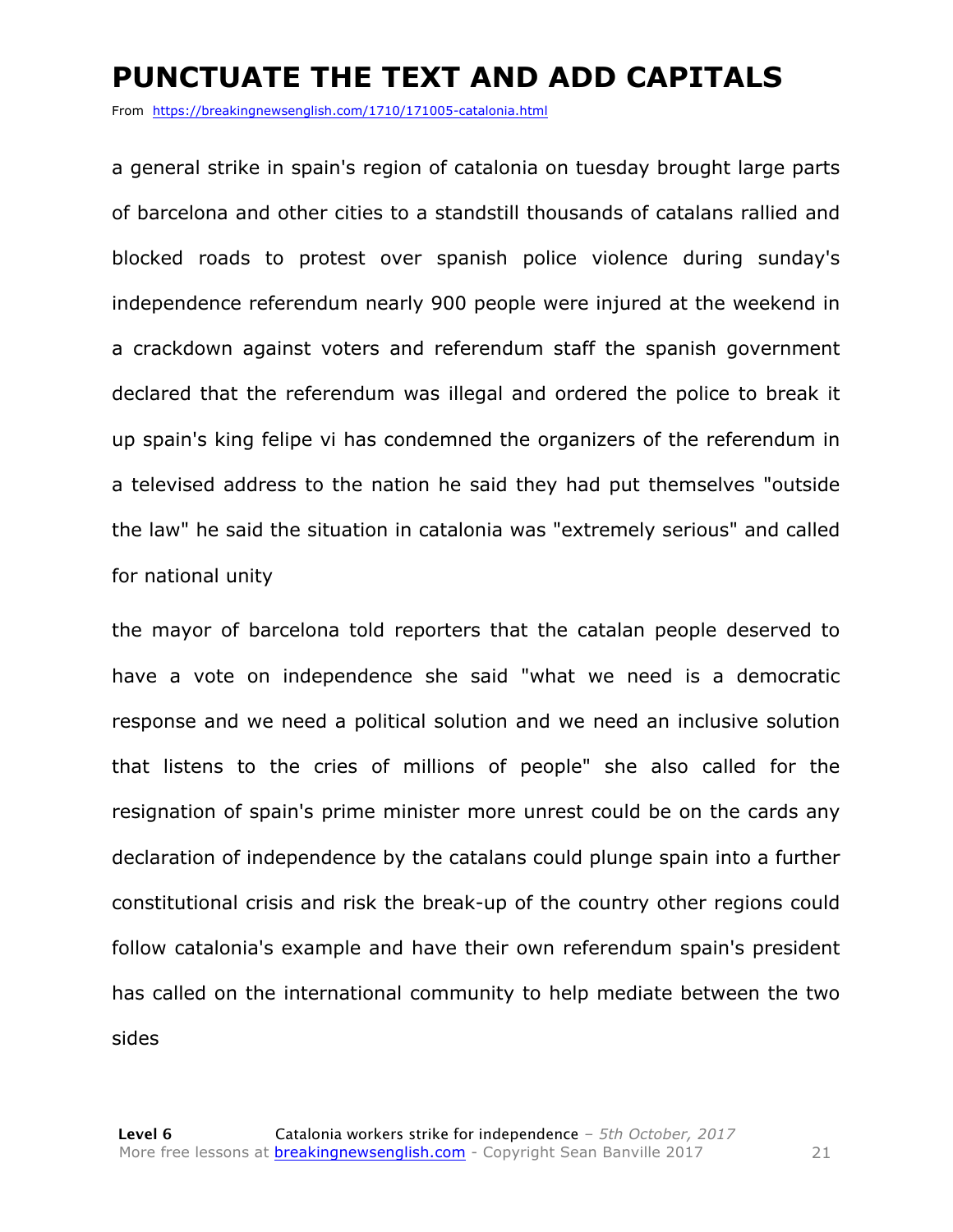# PUNCTUATE THE TEXT AND ADD CAPITALS

From https://breakingnewsenglish.com/1710/171005-catalonia.html

a general strike in spain's region of catalonia on tuesday brought large parts of barcelona and other cities to a standstill thousands of catalans rallied and blocked roads to protest over spanish police violence during sunday's independence referendum nearly 900 people were injured at the weekend in a crackdown against voters and referendum staff the spanish government declared that the referendum was illegal and ordered the police to break it up spain's king felipe vi has condemned the organizers of the referendum in a televised address to the nation he said they had put themselves "outside the law" he said the situation in catalonia was "extremely serious" and called for national unity

the mayor of barcelona told reporters that the catalan people deserved to have a vote on independence she said "what we need is a democratic response and we need a political solution and we need an inclusive solution that listens to the cries of millions of people" she also called for the resignation of spain's prime minister more unrest could be on the cards any declaration of independence by the catalans could plunge spain into a further constitutional crisis and risk the break-up of the country other regions could follow catalonia's example and have their own referendum spain's president has called on the international community to help mediate between the two sides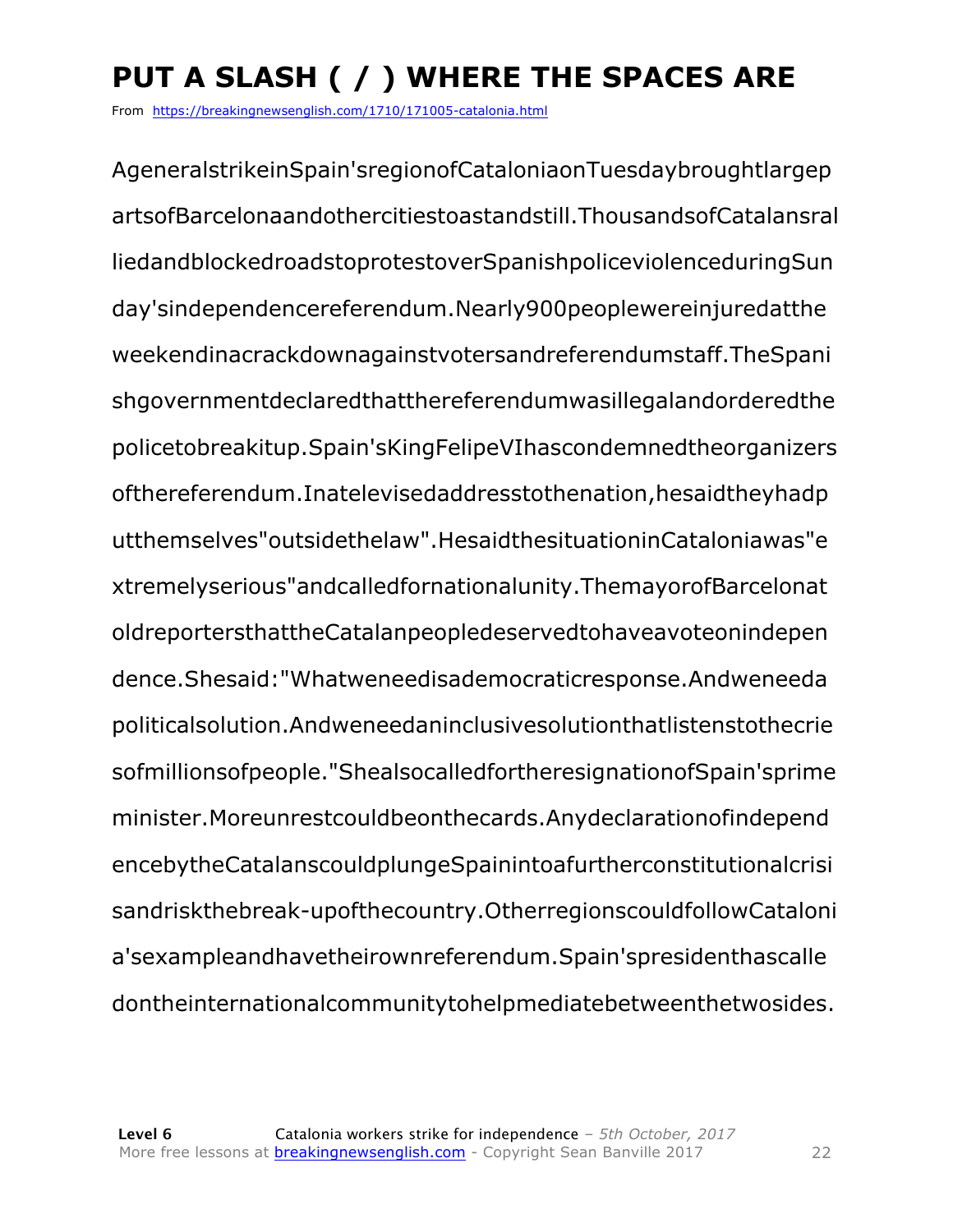# PUT A SLASH ( / ) WHERE THE SPACES ARE

From https://breakingnewsenglish.com/1710/171005-catalonia.html

AgeneralstrikeinSpain'sregionofCataloniaonTuesdaybroughtlargep
artsofBarcelonaandothercitiestoastandstill.ThousandsofCatalansral
liedandblockedroadstoprotestoverSpanishpoliceviolenceduringSun
day'sindependencereferendum.Nearly900peoplewereinjuredatthe
weekendinacrackdownagainstvotersandreferendumstaff.TheSpani
shgovernmentdeclaredthatthereferendumwasillegalandorderedthe
policetobreakitup.Spain'sKingFelipeVIhascondemnedtheorganizers
ofthereferendum.Inatelevisedaddresstothenation,hesaidtheyhadp
utthemselves"outsidethelaw".HesaidthesituationinCataloniawas"e
xtremelyserious"andcalledfornationalunity.ThemayorofBarcelonat
oldreportersthattheCatalanpeopledeservedtohaveavoteonindepen
dence.Shesaid:"Whatweneedisademocraticresponse.Andweneeda
politicalsolution.Andweneedaninclusivesolutionthatlistenstothecrie
sofmillionsofpeople."ShealsocalledfortheresignationofSpain'sprime
minister.Moreunrestcouldbeonthecards.Anydeclarationofindepend
encebytheCatalanscouldplungeSpainintoafurtherconstitutionalcrisi
sandriskthebreak-upofthecountry.OtherregionscouldfollowCataloni
a'sexampleandhavetheirownreferendum.Spain'spresidenthascalle
dontheinternationalcommunitytohelpmediatebetweenthetwosides.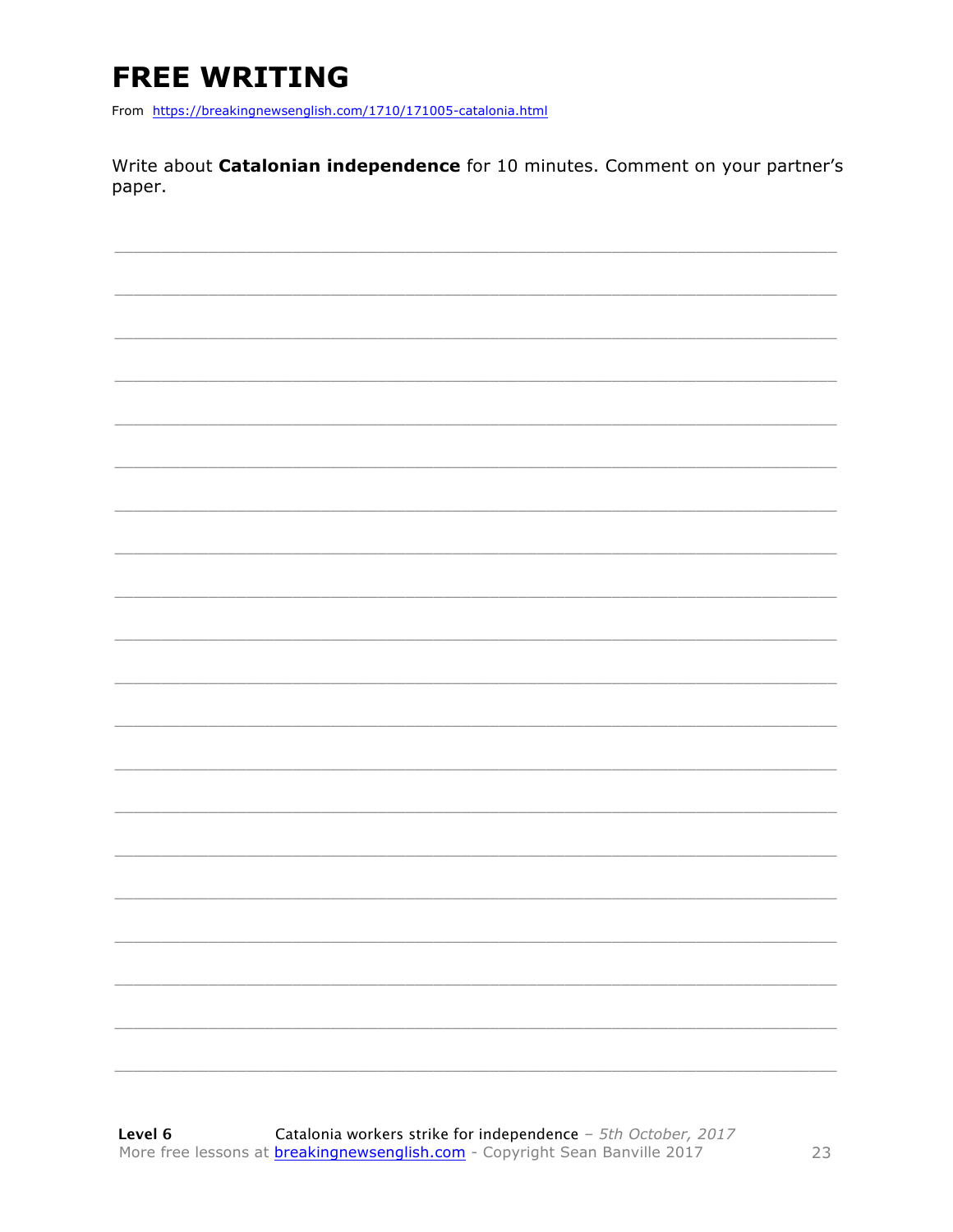# FREE WRITING

From https://breakingnewsenglish.com/1710/171005-catalonia.html

Write about **Catalonian independence** for 10 minutes. Comment on your partner's paper.

___________________________________________________________________________

___________________________________________________________________________

___________________________________________________________________________

___________________________________________________________________________

___________________________________________________________________________

___________________________________________________________________________

___________________________________________________________________________

___________________________________________________________________________

___________________________________________________________________________

___________________________________________________________________________

___________________________________________________________________________

___________________________________________________________________________

___________________________________________________________________________

___________________________________________________________________________

___________________________________________________________________________

___________________________________________________________________________

___________________________________________________________________________

___________________________________________________________________________

___________________________________________________________________________

___________________________________________________________________________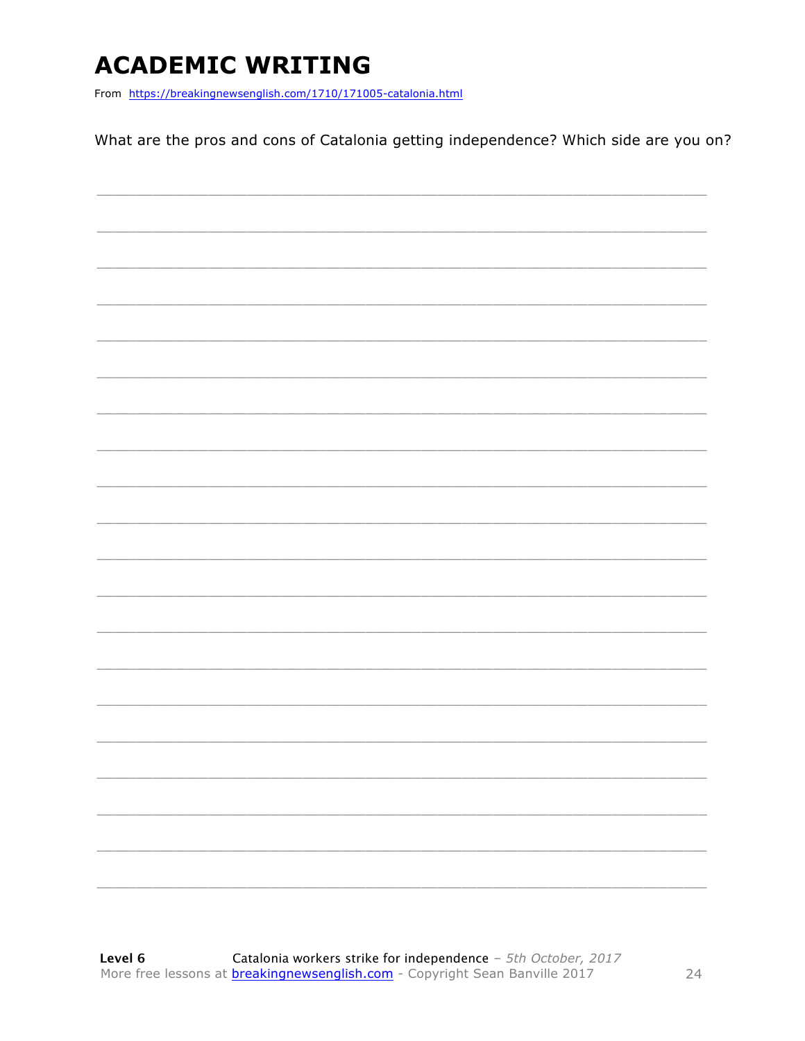# ACADEMIC WRITING

From https://breakingnewsenglish.com/1710/171005-catalonia.html

What are the pros and cons of Catalonia getting independence? Which side are you on?

___________________________________________________________________________

___________________________________________________________________________

___________________________________________________________________________

___________________________________________________________________________

___________________________________________________________________________

___________________________________________________________________________

___________________________________________________________________________

___________________________________________________________________________

___________________________________________________________________________

___________________________________________________________________________

___________________________________________________________________________

___________________________________________________________________________

___________________________________________________________________________

___________________________________________________________________________

___________________________________________________________________________

___________________________________________________________________________

___________________________________________________________________________

___________________________________________________________________________

___________________________________________________________________________

___________________________________________________________________________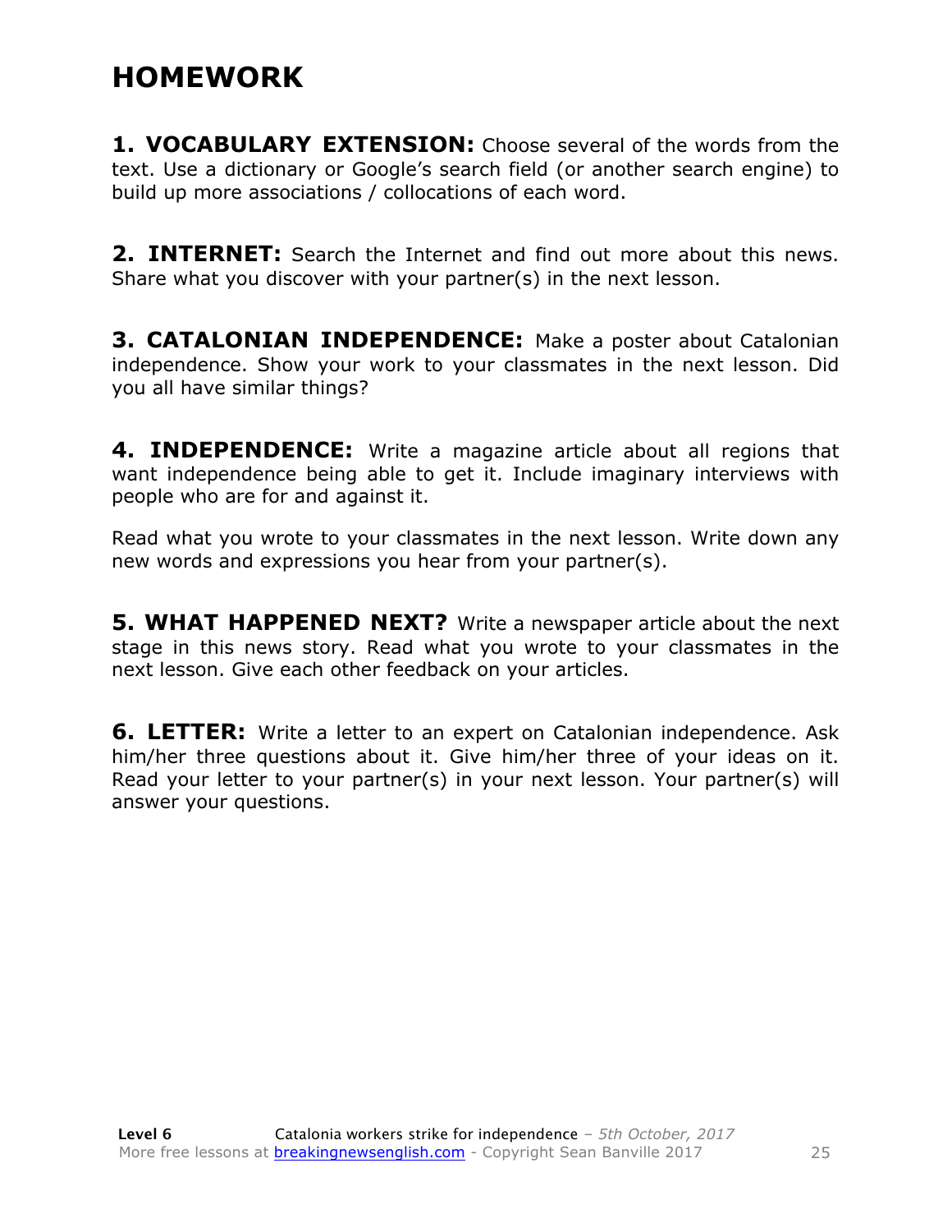# HOMEWORK

**1. VOCABULARY EXTENSION:** Choose several of the words from the text. Use a dictionary or Google's search field (or another search engine) to build up more associations / collocations of each word.

**2. INTERNET:** Search the Internet and find out more about this news. Share what you discover with your partner(s) in the next lesson.

**3. CATALONIAN INDEPENDENCE:** Make a poster about Catalonian independence. Show your work to your classmates in the next lesson. Did you all have similar things?

**4. INDEPENDENCE:** Write a magazine article about all regions that want independence being able to get it. Include imaginary interviews with people who are for and against it.

Read what you wrote to your classmates in the next lesson. Write down any new words and expressions you hear from your partner(s).

**5. WHAT HAPPENED NEXT?** Write a newspaper article about the next stage in this news story. Read what you wrote to your classmates in the next lesson. Give each other feedback on your articles.

**6. LETTER:** Write a letter to an expert on Catalonian independence. Ask him/her three questions about it. Give him/her three of your ideas on it. Read your letter to your partner(s) in your next lesson. Your partner(s) will answer your questions.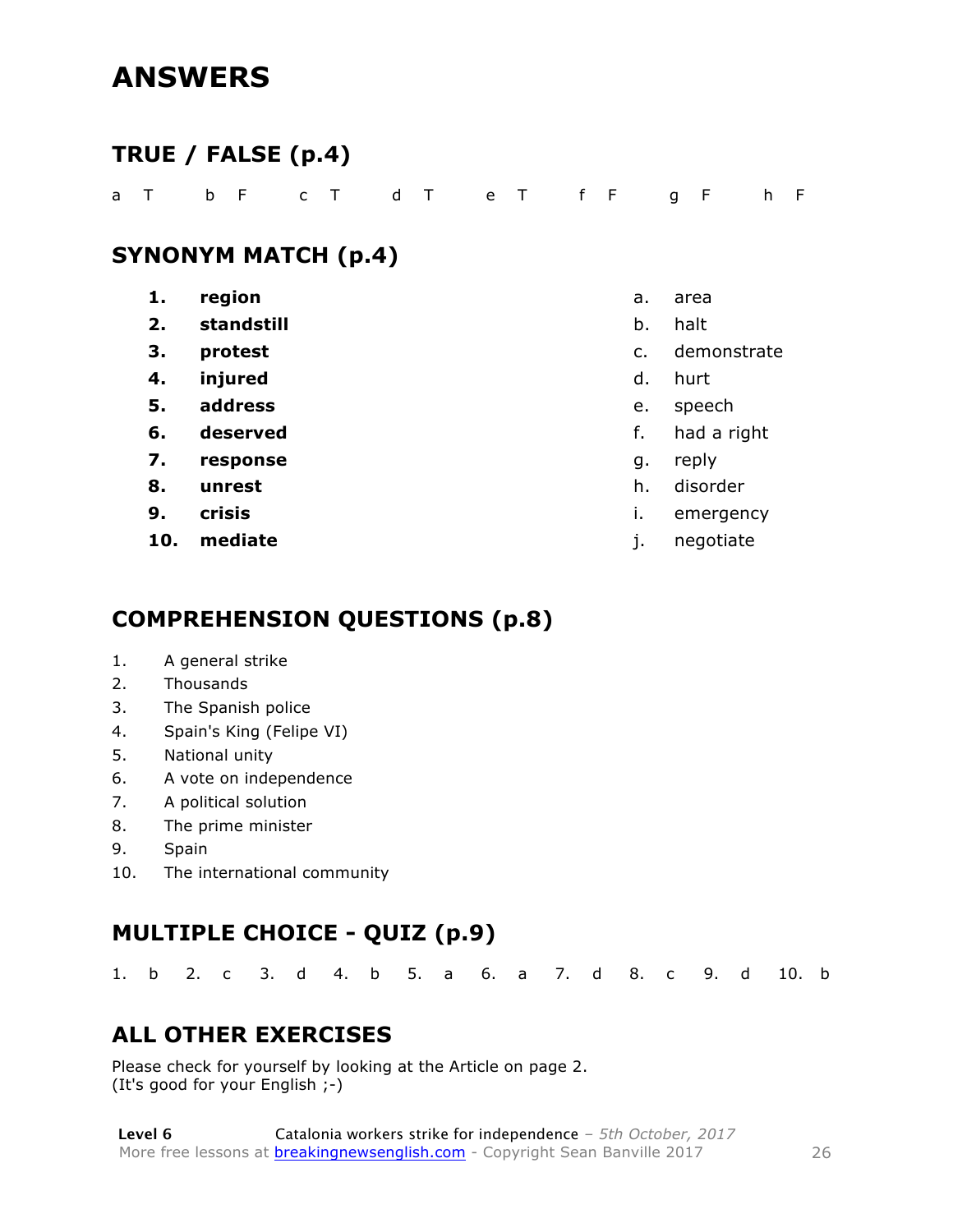# ANSWERS

## TRUE / FALSE (p.4)

a T b F c T d T e T f F g F h F

## SYNONYM MATCH (p.4)

| | | | |
|---|---|---|---|
| **1.** | **region** | a. | area |
| **2.** | **standstill** | b. | halt |
| **3.** | **protest** | c. | demonstrate |
| **4.** | **injured** | d. | hurt |
| **5.** | **address** | e. | speech |
| **6.** | **deserved** | f. | had a right |
| **7.** | **response** | g. | reply |
| **8.** | **unrest** | h. | disorder |
| **9.** | **crisis** | i. | emergency |
| **10.** | **mediate** | j. | negotiate |

## COMPREHENSION QUESTIONS (p.8)

1. A general strike
2. Thousands
3. The Spanish police
4. Spain's King (Felipe VI)
5. National unity
6. A vote on independence
7. A political solution
8. The prime minister
9. Spain
10. The international community

## MULTIPLE CHOICE - QUIZ (p.9)

1. b 2. c 3. d 4. b 5. a 6. a 7. d 8. c 9. d 10. b

## ALL OTHER EXERCISES

Please check for yourself by looking at the Article on page 2.
(It's good for your English ;-)